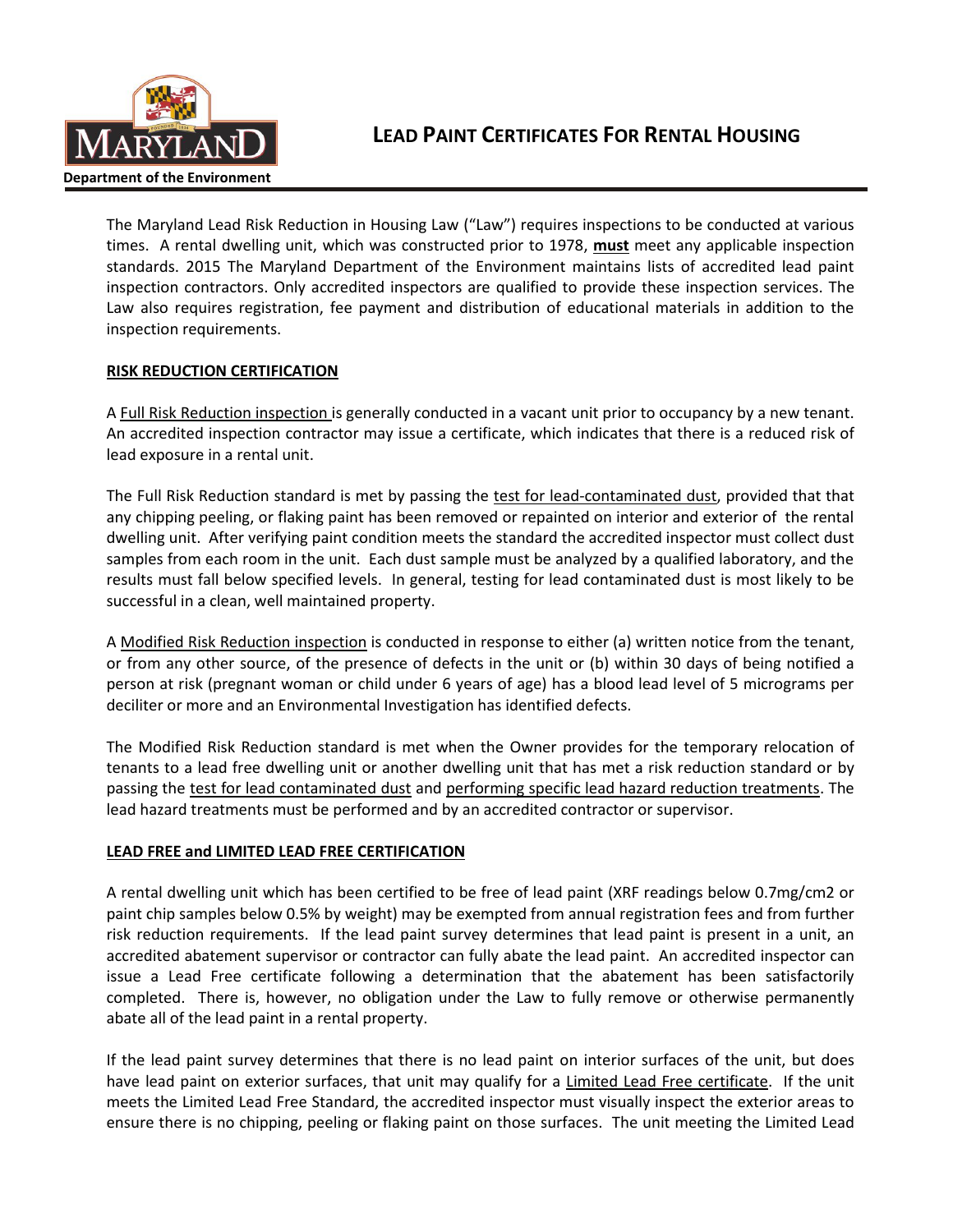Department of the Environment

# LEAD PAINT CERTIFICATES FOR RENTAL HOUSING

The Maryland Lead Risk Reduction in Housing Law ("Law") requires inspections to be conducted at various times. A rental dwelling unit, which was constructed prior to 1978, **must** meet any applicable inspection standards. 2015 The Maryland Department of the Environment maintains lists of accredited lead paint inspection contractors. Only accredited inspectors are qualified to provide these inspection services. The Law also requires registration, fee payment and distribution of educational materials in addition to the inspection requirements.

## RISK REDUCTION CERTIFICATION

A Full Risk Reduction inspection is generally conducted in a vacant unit prior to occupancy by a new tenant. An accredited inspection contractor may issue a certificate, which indicates that there is a reduced risk of lead exposure in a rental unit.

The Full Risk Reduction standard is met by passing the test for lead-contaminated dust, provided that that any chipping peeling, or flaking paint has been removed or repainted on interior and exterior of the rental dwelling unit. After verifying paint condition meets the standard the accredited inspector must collect dust samples from each room in the unit. Each dust sample must be analyzed by a qualified laboratory, and the results must fall below specified levels. In general, testing for lead contaminated dust is most likely to be successful in a clean, well maintained property.

A Modified Risk Reduction inspection is conducted in response to either (a) written notice from the tenant, or from any other source, of the presence of defects in the unit or (b) within 30 days of being notified a person at risk (pregnant woman or child under 6 years of age) has a blood lead level of 5 micrograms per deciliter or more and an Environmental Investigation has identified defects.

The Modified Risk Reduction standard is met when the Owner provides for the temporary relocation of tenants to a lead free dwelling unit or another dwelling unit that has met a risk reduction standard or by passing the test for lead contaminated dust and performing specific lead hazard reduction treatments. The lead hazard treatments must be performed and by an accredited contractor or supervisor.

## LEAD FREE and LIMITED LEAD FREE CERTIFICATION

A rental dwelling unit which has been certified to be free of lead paint (XRF readings below 0.7mg/cm2 or paint chip samples below 0.5% by weight) may be exempted from annual registration fees and from further risk reduction requirements. If the lead paint survey determines that lead paint is present in a unit, an accredited abatement supervisor or contractor can fully abate the lead paint. An accredited inspector can issue a Lead Free certificate following a determination that the abatement has been satisfactorily completed. There is, however, no obligation under the Law to fully remove or otherwise permanently abate all of the lead paint in a rental property.

If the lead paint survey determines that there is no lead paint on interior surfaces of the unit, but does have lead paint on exterior surfaces, that unit may qualify for a Limited Lead Free certificate. If the unit meets the Limited Lead Free Standard, the accredited inspector must visually inspect the exterior areas to ensure there is no chipping, peeling or flaking paint on those surfaces. The unit meeting the Limited Lead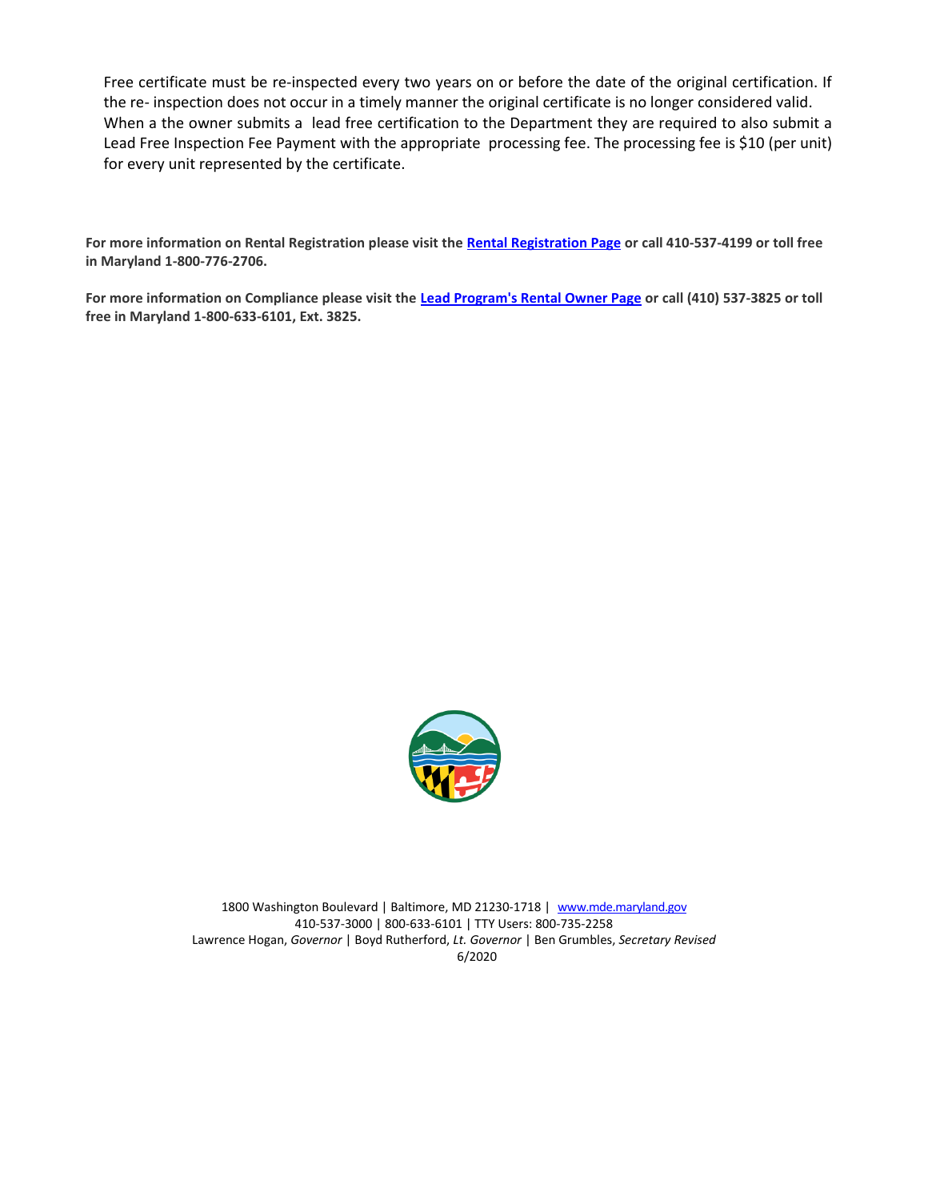Free certificate must be re-inspected every two years on or before the date of the original certification. If the re- inspection does not occur in a timely manner the original certificate is no longer considered valid. When a the owner submits a lead free certification to the Department they are required to also submit a Lead Free Inspection Fee Payment with the appropriate processing fee. The processing fee is $10 (per unit) for every unit represented by the certificate.

**For more information on Rental Registration please visit the [Rental Registration Page]() or call 410-537-4199 or toll free in Maryland 1-800-776-2706.**

**For more information on Compliance please visit the [Lead Program's Rental Owner Page]() or call (410) 537-3825 or toll free in Maryland 1-800-633-6101, Ext. 3825.**

1800 Washington Boulevard | Baltimore, MD 21230-1718 | www.mde.maryland.gov
410-537-3000 | 800-633-6101 | TTY Users: 800-735-2258
Lawrence Hogan, *Governor* | Boyd Rutherford, *Lt. Governor* | Ben Grumbles, *Secretary* Revised 6/2020